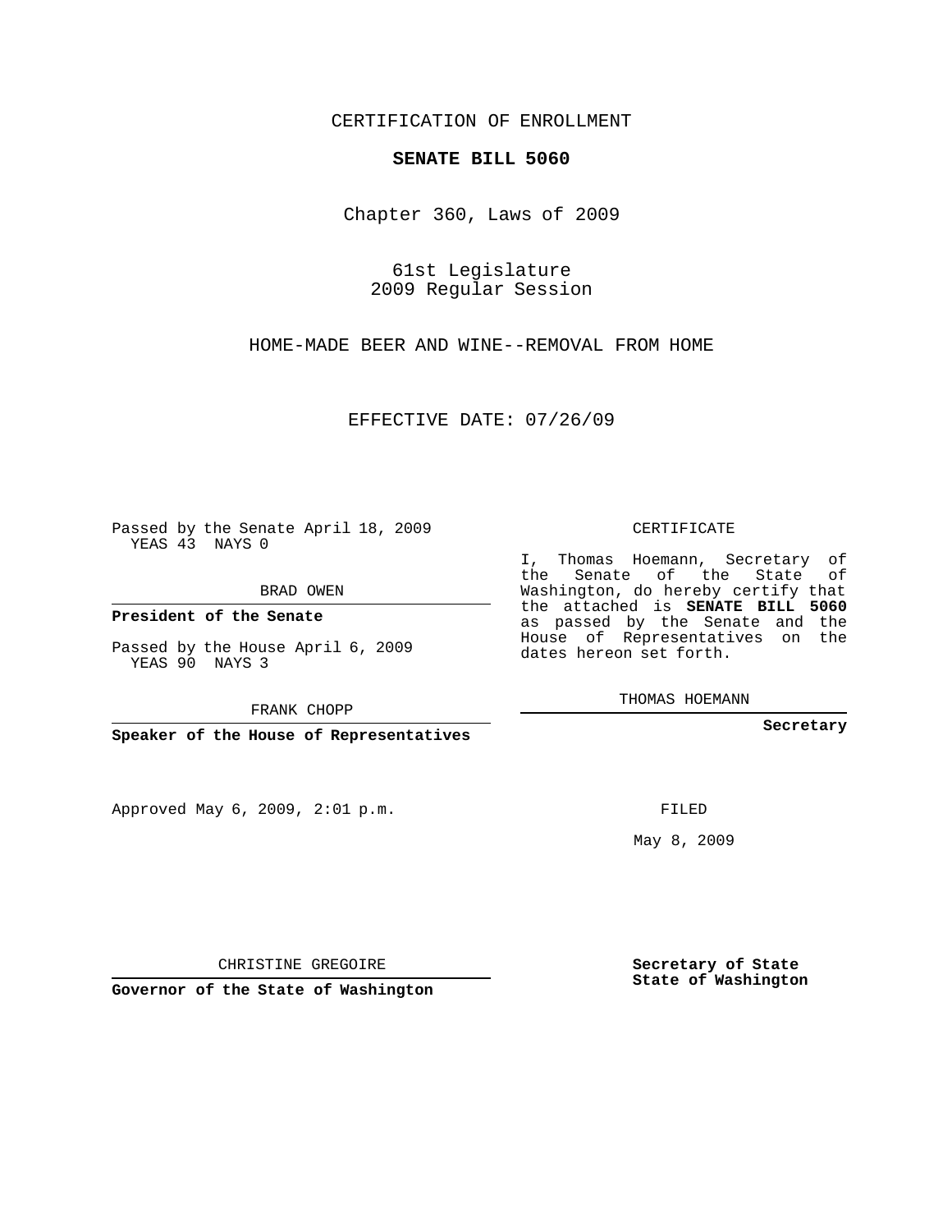CERTIFICATION OF ENROLLMENT

**SENATE BILL 5060**

Chapter 360, Laws of 2009

61st Legislature
2009 Regular Session

HOME-MADE BEER AND WINE--REMOVAL FROM HOME

EFFECTIVE DATE: 07/26/09

Passed by the Senate April 18, 2009
YEAS 43 NAYS 0

BRAD OWEN

**President of the Senate**

Passed by the House April 6, 2009
YEAS 90 NAYS 3

FRANK CHOPP

**Speaker of the House of Representatives**

Approved May 6, 2009, 2:01 p.m.

CHRISTINE GREGOIRE

**Governor of the State of Washington**

CERTIFICATE

I, Thomas Hoemann, Secretary of the Senate of the State of Washington, do hereby certify that the attached is **SENATE BILL 5060** as passed by the Senate and the House of Representatives on the dates hereon set forth.

THOMAS HOEMANN

**Secretary**

FILED

May 8, 2009

**Secretary of State**
**State of Washington**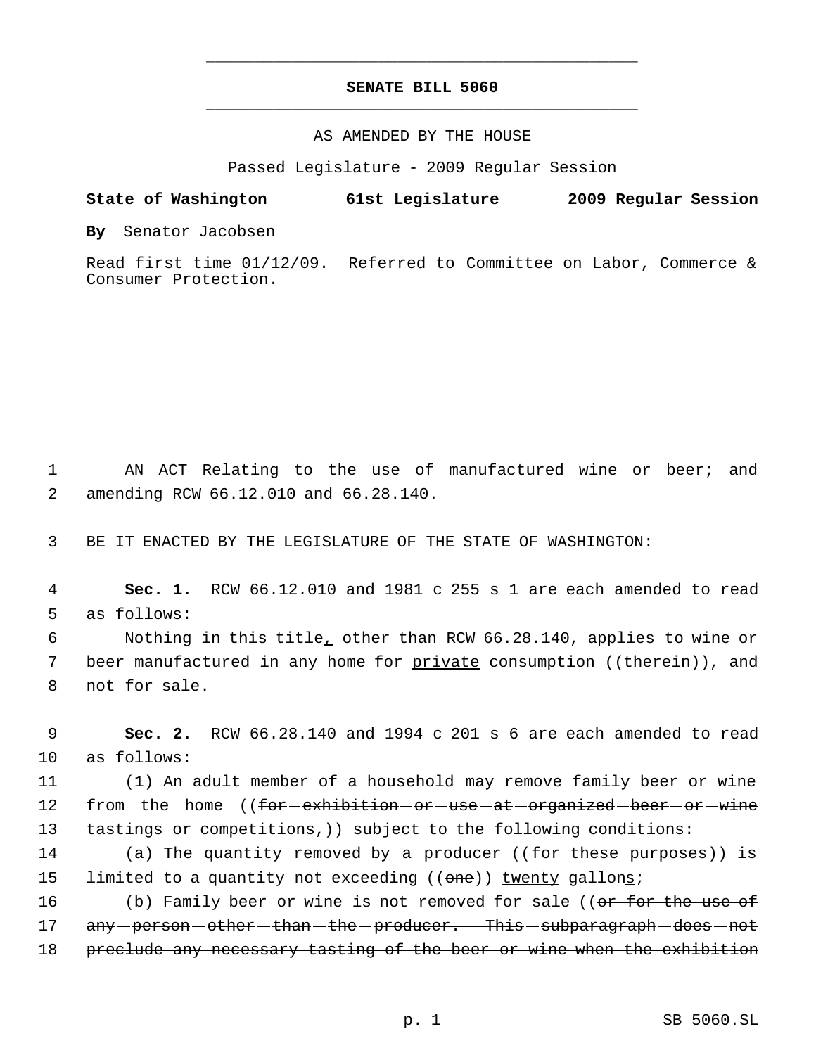# SENATE BILL 5060

AS AMENDED BY THE HOUSE

Passed Legislature - 2009 Regular Session

**State of Washington** **61st Legislature** **2009 Regular Session**

**By** Senator Jacobsen

Read first time 01/12/09. Referred to Committee on Labor, Commerce & Consumer Protection.

1 AN ACT Relating to the use of manufactured wine or beer; and
2 amending RCW 66.12.010 and 66.28.140.

3 BE IT ENACTED BY THE LEGISLATURE OF THE STATE OF WASHINGTON:

4 **Sec. 1.** RCW 66.12.010 and 1981 c 255 s 1 are each amended to read
5 as follows:

6 Nothing in this title<u>,</u> other than RCW 66.28.140, applies to wine or
7 beer manufactured in any home for <u>private</u> consumption ((~~therein~~)), and
8 not for sale.

9 **Sec. 2.** RCW 66.28.140 and 1994 c 201 s 6 are each amended to read
10 as follows:

11 (1) An adult member of a household may remove family beer or wine
12 from the home ((~~for exhibition or use at organized beer or wine~~
13 ~~tastings or competitions,~~)) subject to the following conditions:

14 (a) The quantity removed by a producer ((~~for these purposes~~)) is
15 limited to a quantity not exceeding ((~~one~~)) <u>twenty</u> gallon<u>s</u>;

16 (b) Family beer or wine is not removed for sale ((~~or for the use of~~
17 ~~any person other than the producer. This subparagraph does not~~
18 ~~preclude any necessary tasting of the beer or wine when the exhibition~~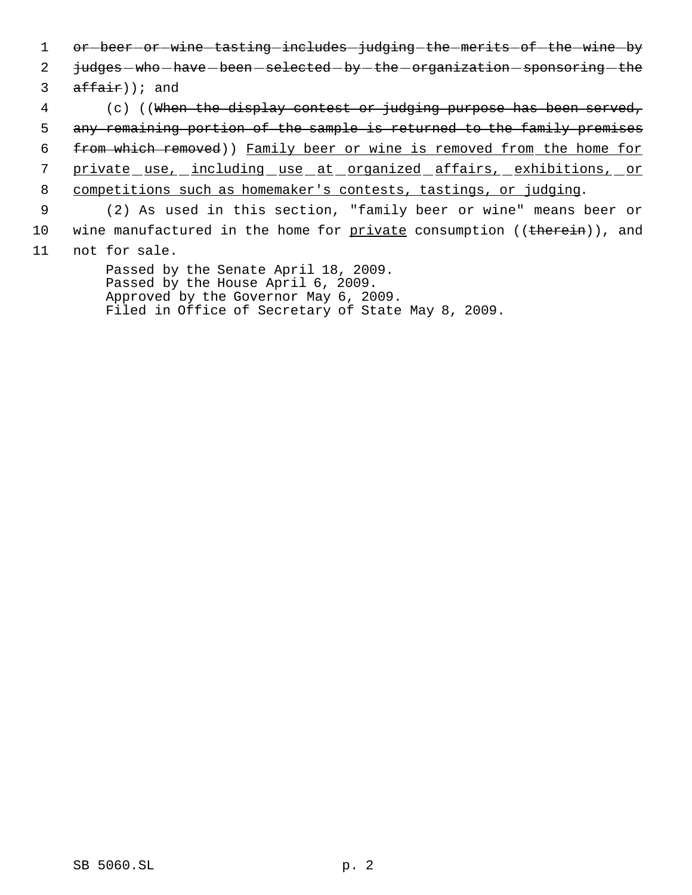~~or beer or wine tasting includes judging the merits of the wine by judges who have been selected by the organization sponsoring the affair~~)); and

(c) ((~~When the display contest or judging purpose has been served, any remaining portion of the sample is returned to the family premises from which removed~~)) <u>Family beer or wine is removed from the home for private use, including use at organized affairs, exhibitions, or competitions such as homemaker's contests, tastings, or judging</u>.

(2) As used in this section, "family beer or wine" means beer or wine manufactured in the home for <u>private</u> consumption ((~~therein~~)), and not for sale.

Passed by the Senate April 18, 2009.
Passed by the House April 6, 2009.
Approved by the Governor May 6, 2009.
Filed in Office of Secretary of State May 8, 2009.